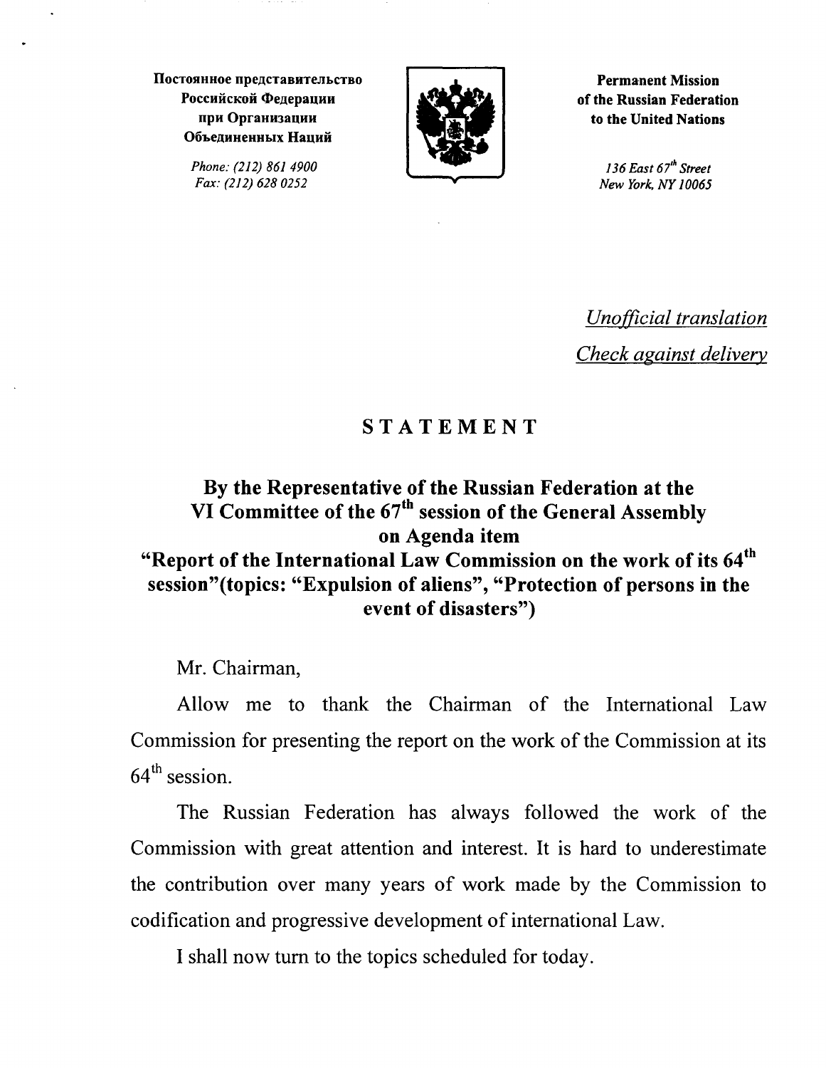**Постоянное представительство Российской Федерации при Организации Объединенных Наций**

*Phone: (212) 861 4900*
*Fax: (212) 628 0252*

**Permanent Mission of the Russian Federation to the United Nations**

*136 East 67th Street*
*New York, NY 10065*

*Unofficial translation*

*Check against delivery*

# STATEMENT

## By the Representative of the Russian Federation at the VI Committee of the 67th session of the General Assembly on Agenda item "Report of the International Law Commission on the work of its 64th session"(topics: "Expulsion of aliens", "Protection of persons in the event of disasters")

Mr. Chairman,

Allow me to thank the Chairman of the International Law Commission for presenting the report on the work of the Commission at its 64th session.

The Russian Federation has always followed the work of the Commission with great attention and interest. It is hard to underestimate the contribution over many years of work made by the Commission to codification and progressive development of international Law.

I shall now turn to the topics scheduled for today.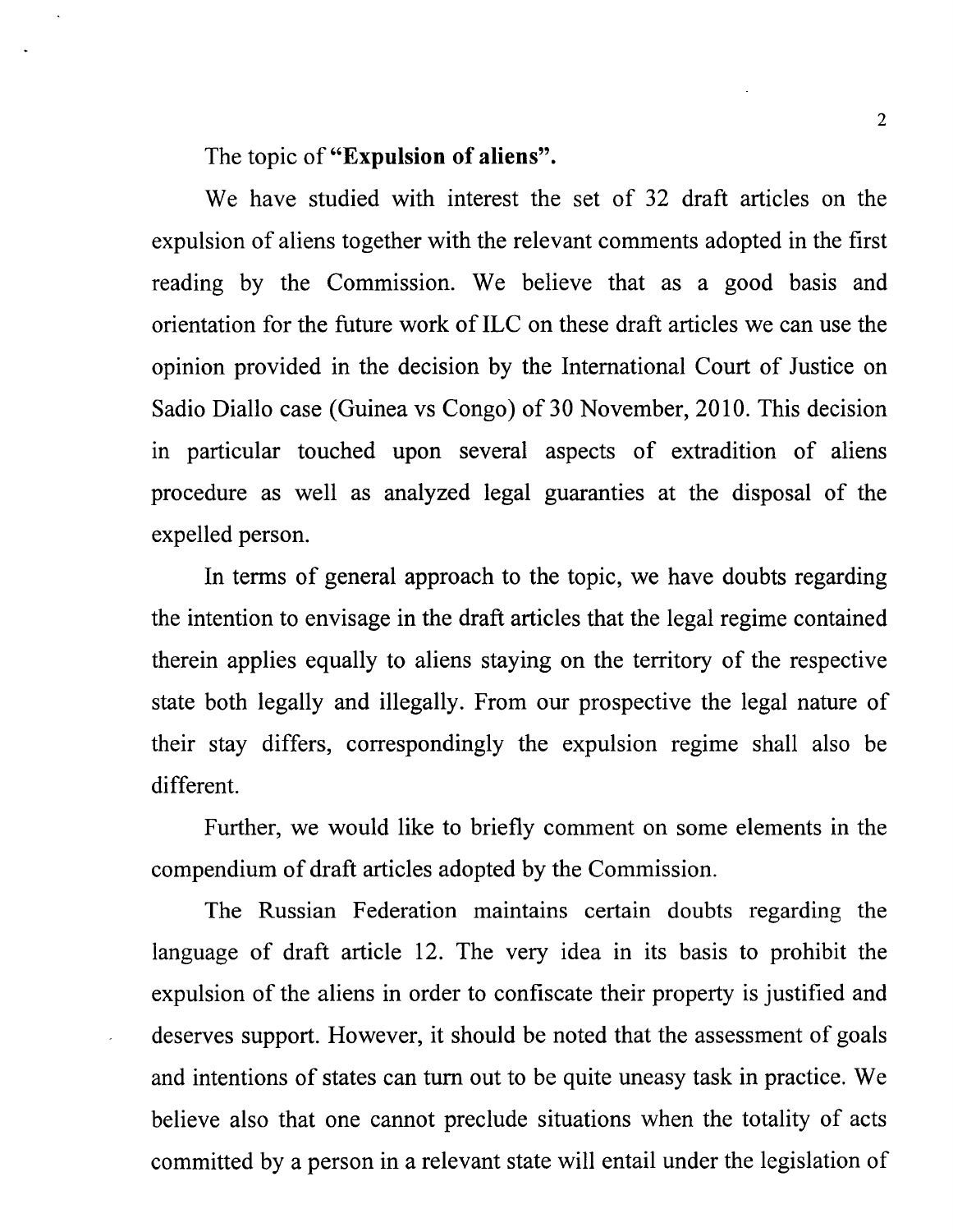The topic of **"Expulsion of aliens".**

We have studied with interest the set of 32 draft articles on the expulsion of aliens together with the relevant comments adopted in the first reading by the Commission. We believe that as a good basis and orientation for the future work of ILC on these draft articles we can use the opinion provided in the decision by the International Court of Justice on Sadio Diallo case (Guinea vs Congo) of 30 November, 2010. This decision in particular touched upon several aspects of extradition of aliens procedure as well as analyzed legal guaranties at the disposal of the expelled person.

In terms of general approach to the topic, we have doubts regarding the intention to envisage in the draft articles that the legal regime contained therein applies equally to aliens staying on the territory of the respective state both legally and illegally. From our prospective the legal nature of their stay differs, correspondingly the expulsion regime shall also be different.

Further, we would like to briefly comment on some elements in the compendium of draft articles adopted by the Commission.

The Russian Federation maintains certain doubts regarding the language of draft article 12. The very idea in its basis to prohibit the expulsion of the aliens in order to confiscate their property is justified and deserves support. However, it should be noted that the assessment of goals and intentions of states can turn out to be quite uneasy task in practice. We believe also that one cannot preclude situations when the totality of acts committed by a person in a relevant state will entail under the legislation of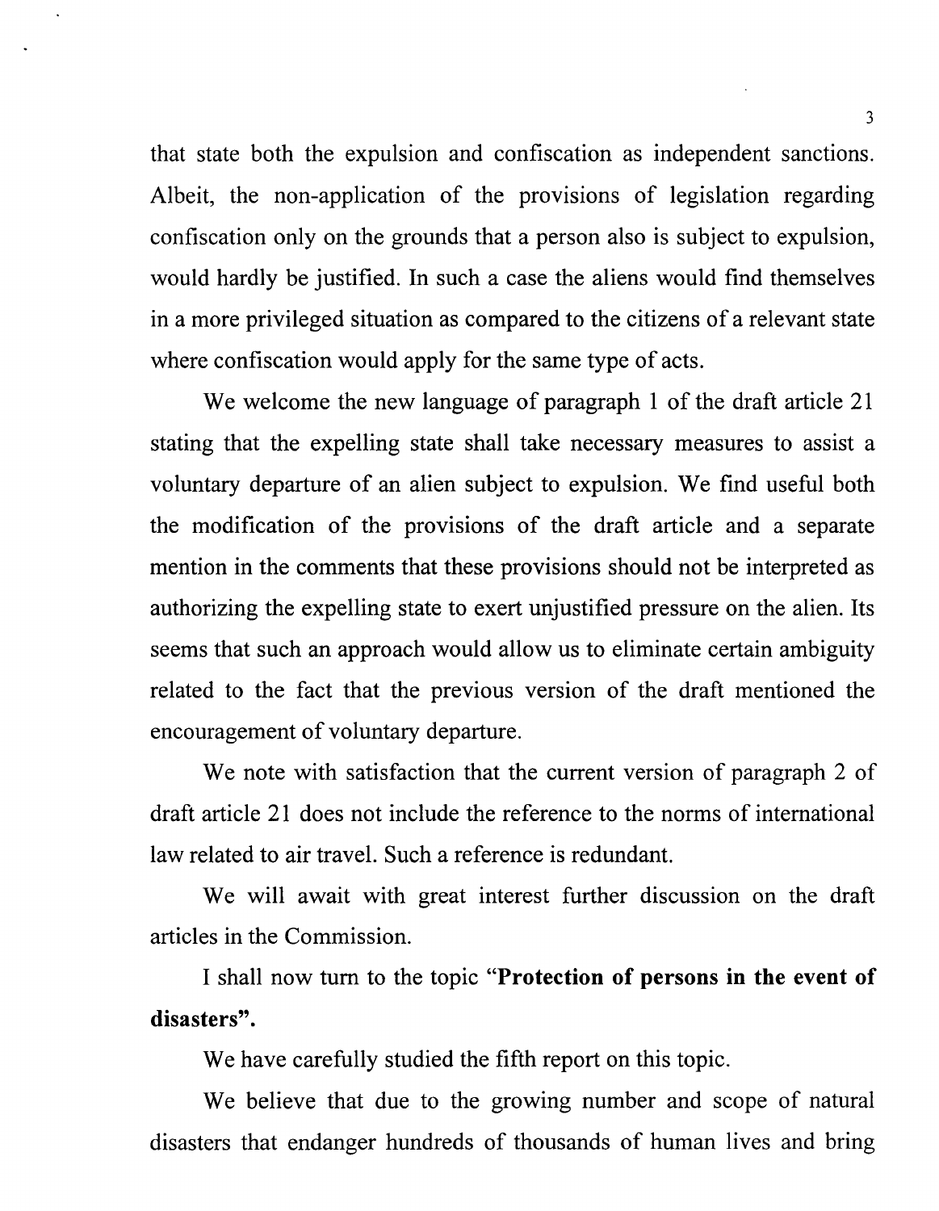that state both the expulsion and confiscation as independent sanctions. Albeit, the non-application of the provisions of legislation regarding confiscation only on the grounds that a person also is subject to expulsion, would hardly be justified. In such a case the aliens would find themselves in a more privileged situation as compared to the citizens of a relevant state where confiscation would apply for the same type of acts.

We welcome the new language of paragraph 1 of the draft article 21 stating that the expelling state shall take necessary measures to assist a voluntary departure of an alien subject to expulsion. We find useful both the modification of the provisions of the draft article and a separate mention in the comments that these provisions should not be interpreted as authorizing the expelling state to exert unjustified pressure on the alien. Its seems that such an approach would allow us to eliminate certain ambiguity related to the fact that the previous version of the draft mentioned the encouragement of voluntary departure.

We note with satisfaction that the current version of paragraph 2 of draft article 21 does not include the reference to the norms of international law related to air travel. Such a reference is redundant.

We will await with great interest further discussion on the draft articles in the Commission.

I shall now turn to the topic "**Protection of persons in the event of disasters**".

We have carefully studied the fifth report on this topic.

We believe that due to the growing number and scope of natural disasters that endanger hundreds of thousands of human lives and bring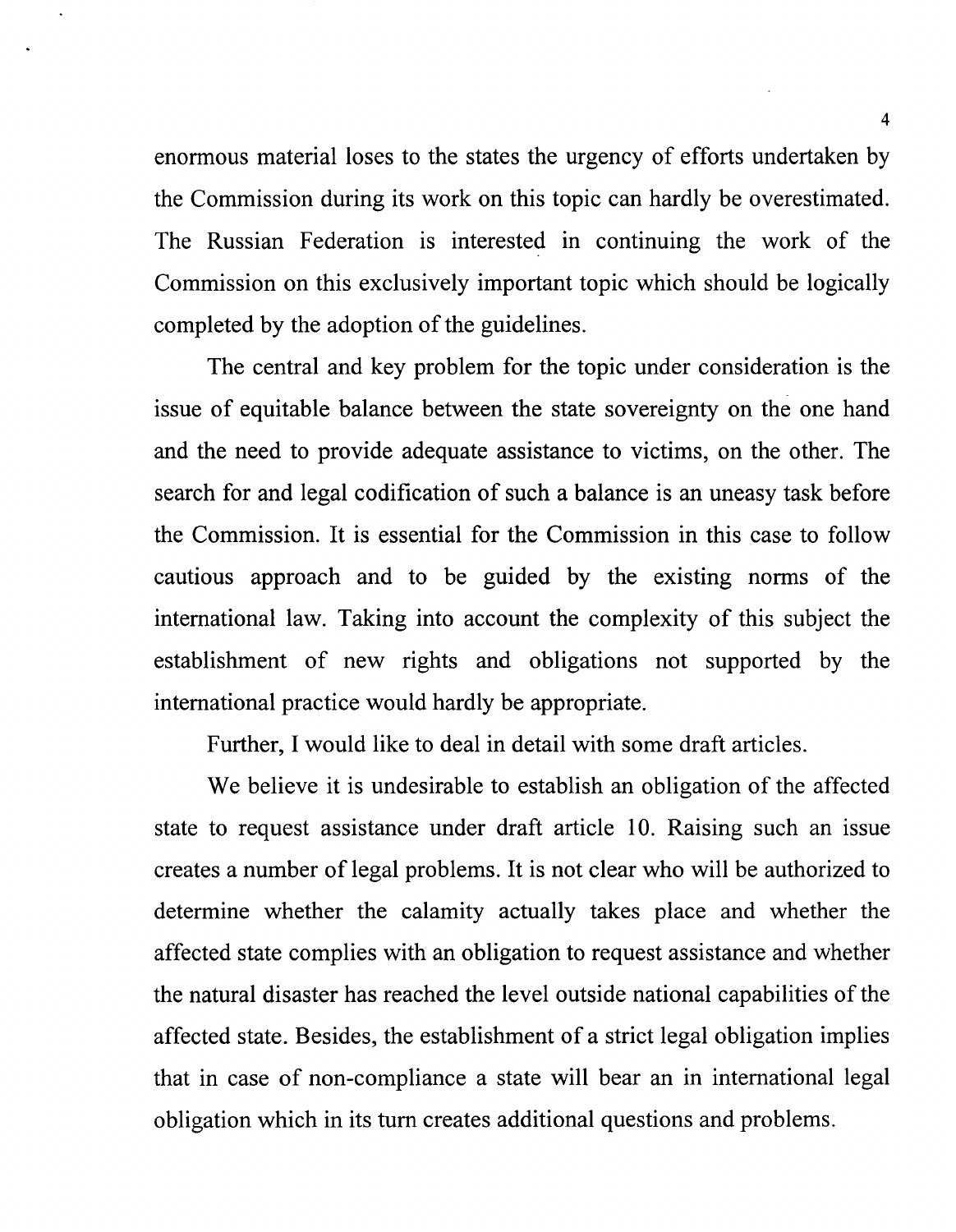enormous material loses to the states the urgency of efforts undertaken by the Commission during its work on this topic can hardly be overestimated. The Russian Federation is interested in continuing the work of the Commission on this exclusively important topic which should be logically completed by the adoption of the guidelines.

The central and key problem for the topic under consideration is the issue of equitable balance between the state sovereignty on the one hand and the need to provide adequate assistance to victims, on the other. The search for and legal codification of such a balance is an uneasy task before the Commission. It is essential for the Commission in this case to follow cautious approach and to be guided by the existing norms of the international law. Taking into account the complexity of this subject the establishment of new rights and obligations not supported by the international practice would hardly be appropriate.

Further, I would like to deal in detail with some draft articles.

We believe it is undesirable to establish an obligation of the affected state to request assistance under draft article 10. Raising such an issue creates a number of legal problems. It is not clear who will be authorized to determine whether the calamity actually takes place and whether the affected state complies with an obligation to request assistance and whether the natural disaster has reached the level outside national capabilities of the affected state. Besides, the establishment of a strict legal obligation implies that in case of non-compliance a state will bear an in international legal obligation which in its turn creates additional questions and problems.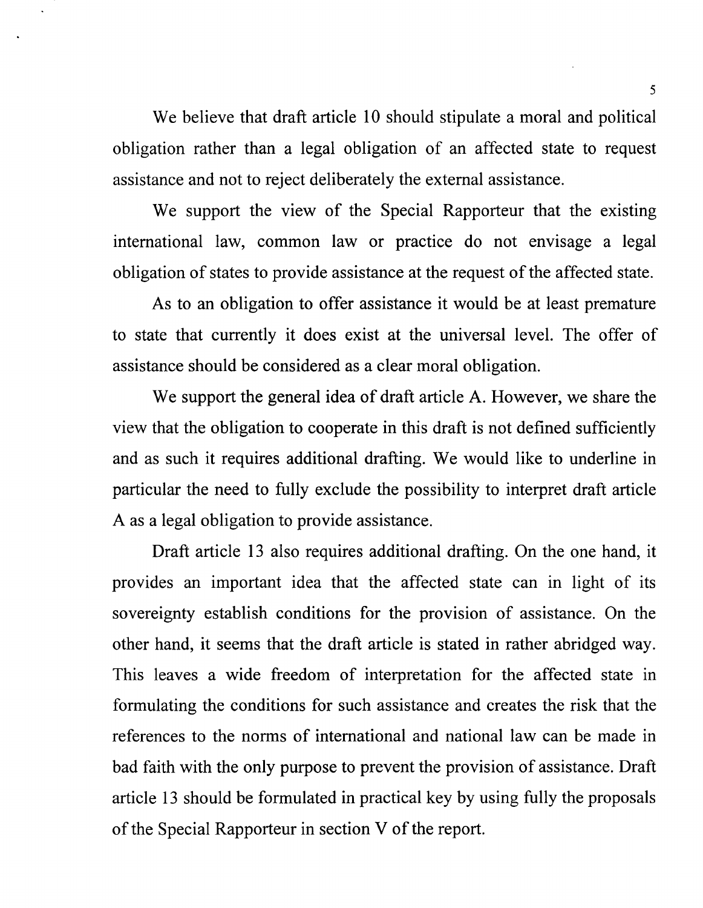We believe that draft article 10 should stipulate a moral and political obligation rather than a legal obligation of an affected state to request assistance and not to reject deliberately the external assistance.

We support the view of the Special Rapporteur that the existing international law, common law or practice do not envisage a legal obligation of states to provide assistance at the request of the affected state.

As to an obligation to offer assistance it would be at least premature to state that currently it does exist at the universal level. The offer of assistance should be considered as a clear moral obligation.

We support the general idea of draft article A. However, we share the view that the obligation to cooperate in this draft is not defined sufficiently and as such it requires additional drafting. We would like to underline in particular the need to fully exclude the possibility to interpret draft article A as a legal obligation to provide assistance.

Draft article 13 also requires additional drafting. On the one hand, it provides an important idea that the affected state can in light of its sovereignty establish conditions for the provision of assistance. On the other hand, it seems that the draft article is stated in rather abridged way. This leaves a wide freedom of interpretation for the affected state in formulating the conditions for such assistance and creates the risk that the references to the norms of international and national law can be made in bad faith with the only purpose to prevent the provision of assistance. Draft article 13 should be formulated in practical key by using fully the proposals of the Special Rapporteur in section V of the report.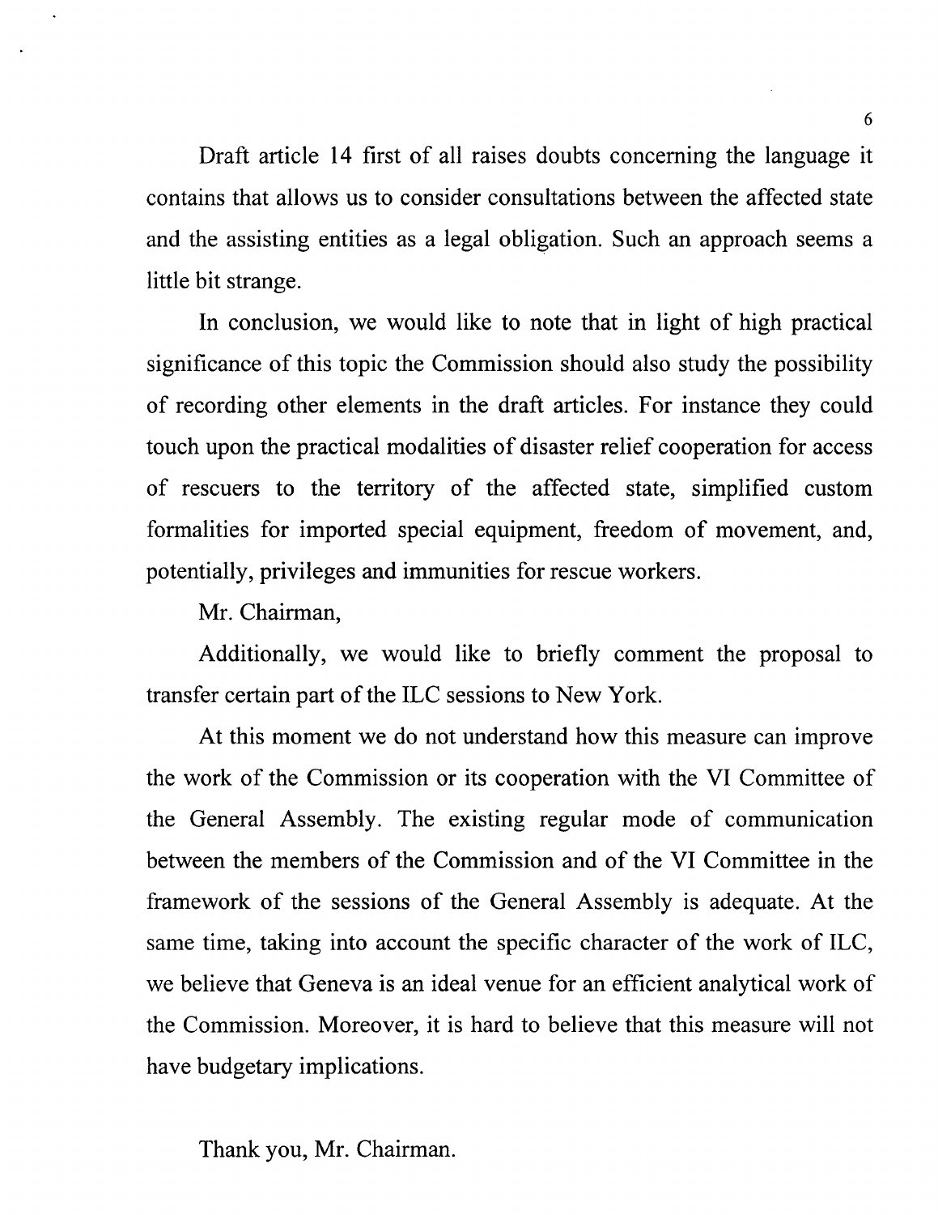Draft article 14 first of all raises doubts concerning the language it contains that allows us to consider consultations between the affected state and the assisting entities as a legal obligation. Such an approach seems a little bit strange.

In conclusion, we would like to note that in light of high practical significance of this topic the Commission should also study the possibility of recording other elements in the draft articles. For instance they could touch upon the practical modalities of disaster relief cooperation for access of rescuers to the territory of the affected state, simplified custom formalities for imported special equipment, freedom of movement, and, potentially, privileges and immunities for rescue workers.

Mr. Chairman,

Additionally, we would like to briefly comment the proposal to transfer certain part of the ILC sessions to New York.

At this moment we do not understand how this measure can improve the work of the Commission or its cooperation with the VI Committee of the General Assembly. The existing regular mode of communication between the members of the Commission and of the VI Committee in the framework of the sessions of the General Assembly is adequate. At the same time, taking into account the specific character of the work of ILC, we believe that Geneva is an ideal venue for an efficient analytical work of the Commission. Moreover, it is hard to believe that this measure will not have budgetary implications.

Thank you, Mr. Chairman.